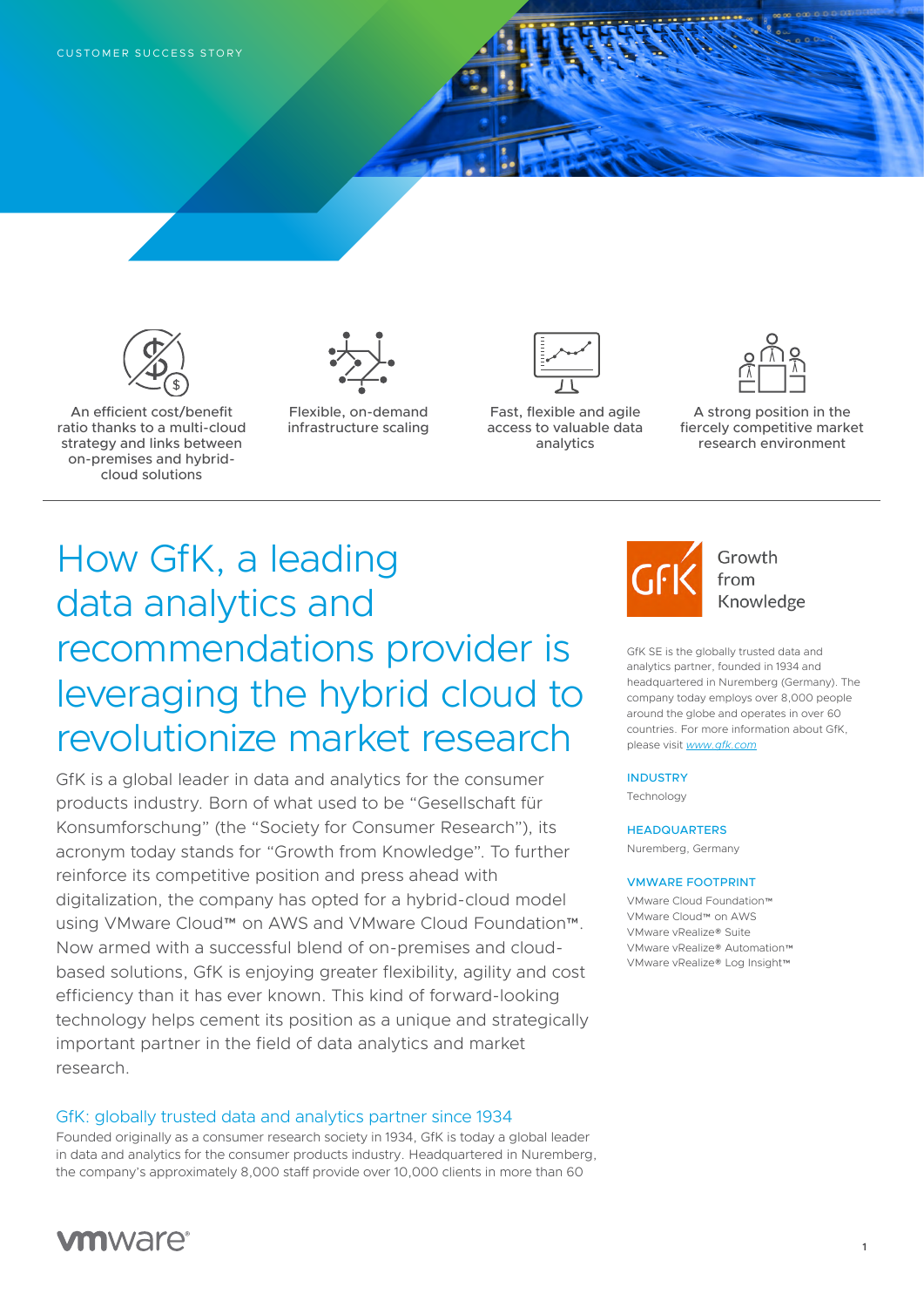CUSTOMER SUCCESS STORY

An efficient cost/benefit ratio thanks to a multi-cloud strategy and links between on-premises and hybrid-cloud solutions

Flexible, on-demand infrastructure scaling

Fast, flexible and agile access to valuable data analytics

A strong position in the fiercely competitive market research environment

# How GfK, a leading data analytics and recommendations provider is leveraging the hybrid cloud to revolutionize market research

GfK is a global leader in data and analytics for the consumer products industry. Born of what used to be "Gesellschaft für Konsumforschung" (the "Society for Consumer Research"), its acronym today stands for "Growth from Knowledge". To further reinforce its competitive position and press ahead with digitalization, the company has opted for a hybrid-cloud model using VMware Cloud™ on AWS and VMware Cloud Foundation™. Now armed with a successful blend of on-premises and cloud-based solutions, GfK is enjoying greater flexibility, agility and cost efficiency than it has ever known. This kind of forward-looking technology helps cement its position as a unique and strategically important partner in the field of data analytics and market research.

GfK – Growth from Knowledge

GfK SE is the globally trusted data and analytics partner, founded in 1934 and headquartered in Nuremberg (Germany). The company today employs over 8,000 people around the globe and operates in over 60 countries. For more information about GfK, please visit [www.gfk.com](http://www.gfk.com)

**INDUSTRY**
Technology

**HEADQUARTERS**
Nuremberg, Germany

**VMWARE FOOTPRINT**
- VMware Cloud Foundation™
- VMware Cloud™ on AWS
- VMware vRealize® Suite
- VMware vRealize® Automation™
- VMware vRealize® Log Insight™

## GfK: globally trusted data and analytics partner since 1934

Founded originally as a consumer research society in 1934, GfK is today a global leader in data and analytics for the consumer products industry. Headquartered in Nuremberg, the company's approximately 8,000 staff provide over 10,000 clients in more than 60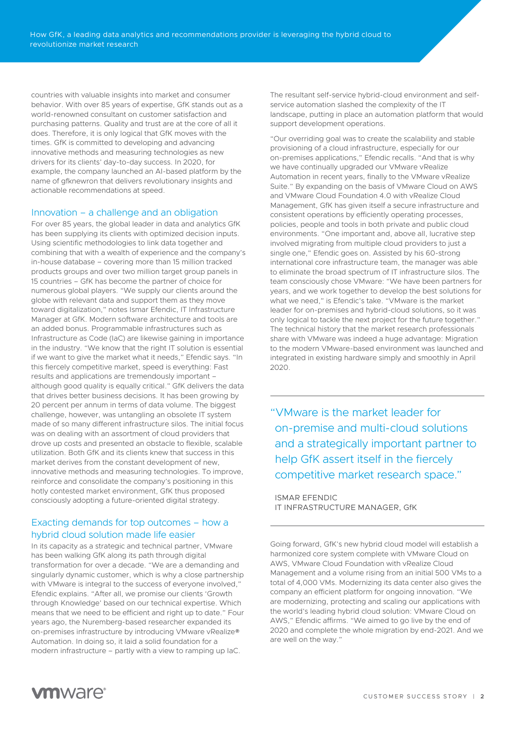countries with valuable insights into market and consumer behavior. With over 85 years of expertise, GfK stands out as a world-renowned consultant on customer satisfaction and purchasing patterns. Quality and trust are at the core of all it does. Therefore, it is only logical that GfK moves with the times. GfK is committed to developing and advancing innovative methods and measuring technologies as new drivers for its clients' day-to-day success. In 2020, for example, the company launched an AI-based platform by the name of gfknewron that delivers revolutionary insights and actionable recommendations at speed.

## Innovation – a challenge and an obligation

For over 85 years, the global leader in data and analytics GfK has been supplying its clients with optimized decision inputs. Using scientific methodologies to link data together and combining that with a wealth of experience and the company's in-house database – covering more than 15 million tracked products groups and over two million target group panels in 15 countries – GfK has become the partner of choice for numerous global players. "We supply our clients around the globe with relevant data and support them as they move toward digitalization," notes Ismar Efendic, IT Infrastructure Manager at GfK. Modern software architecture and tools are an added bonus. Programmable infrastructures such as Infrastructure as Code (IaC) are likewise gaining in importance in the industry. "We know that the right IT solution is essential if we want to give the market what it needs," Efendic says. "In this fiercely competitive market, speed is everything: Fast results and applications are tremendously important – although good quality is equally critical." GfK delivers the data that drives better business decisions. It has been growing by 20 percent per annum in terms of data volume. The biggest challenge, however, was untangling an obsolete IT system made of so many different infrastructure silos. The initial focus was on dealing with an assortment of cloud providers that drove up costs and presented an obstacle to flexible, scalable utilization. Both GfK and its clients knew that success in this market derives from the constant development of new, innovative methods and measuring technologies. To improve, reinforce and consolidate the company's positioning in this hotly contested market environment, GfK thus proposed consciously adopting a future-oriented digital strategy.

## Exacting demands for top outcomes – how a hybrid cloud solution made life easier

In its capacity as a strategic and technical partner, VMware has been walking GfK along its path through digital transformation for over a decade. "We are a demanding and singularly dynamic customer, which is why a close partnership with VMware is integral to the success of everyone involved," Efendic explains. "After all, we promise our clients 'Growth through Knowledge' based on our technical expertise. Which means that we need to be efficient and right up to date." Four years ago, the Nuremberg-based researcher expanded its on-premises infrastructure by introducing VMware vRealize® Automation. In doing so, it laid a solid foundation for a modern infrastructure – partly with a view to ramping up IaC.

The resultant self-service hybrid-cloud environment and self-service automation slashed the complexity of the IT landscape, putting in place an automation platform that would support development operations.

"Our overriding goal was to create the scalability and stable provisioning of a cloud infrastructure, especially for our on-premises applications," Efendic recalls. "And that is why we have continually upgraded our VMware vRealize Automation in recent years, finally to the VMware vRealize Suite." By expanding on the basis of VMware Cloud on AWS and VMware Cloud Foundation 4.0 with vRealize Cloud Management, GfK has given itself a secure infrastructure and consistent operations by efficiently operating processes, policies, people and tools in both private and public cloud environments. "One important and, above all, lucrative step involved migrating from multiple cloud providers to just a single one," Efendic goes on. Assisted by his 60-strong international core infrastructure team, the manager was able to eliminate the broad spectrum of IT infrastructure silos. The team consciously chose VMware: "We have been partners for years, and we work together to develop the best solutions for what we need," is Efendic's take. "VMware is the market leader for on-premises and hybrid-cloud solutions, so it was only logical to tackle the next project for the future together." The technical history that the market research professionals share with VMware was indeed a huge advantage: Migration to the modern VMware-based environment was launched and integrated in existing hardware simply and smoothly in April 2020.

> "VMware is the market leader for on-premise and multi-cloud solutions and a strategically important partner to help GfK assert itself in the fiercely competitive market research space."
>
> ISMAR EFENDIC
> IT INFRASTRUCTURE MANAGER, GfK

Going forward, GfK's new hybrid cloud model will establish a harmonized core system complete with VMware Cloud on AWS, VMware Cloud Foundation with vRealize Cloud Management and a volume rising from an initial 500 VMs to a total of 4,000 VMs. Modernizing its data center also gives the company an efficient platform for ongoing innovation. "We are modernizing, protecting and scaling our applications with the world's leading hybrid cloud solution: VMware Cloud on AWS," Efendic affirms. "We aimed to go live by the end of 2020 and complete the whole migration by end-2021. And we are well on the way."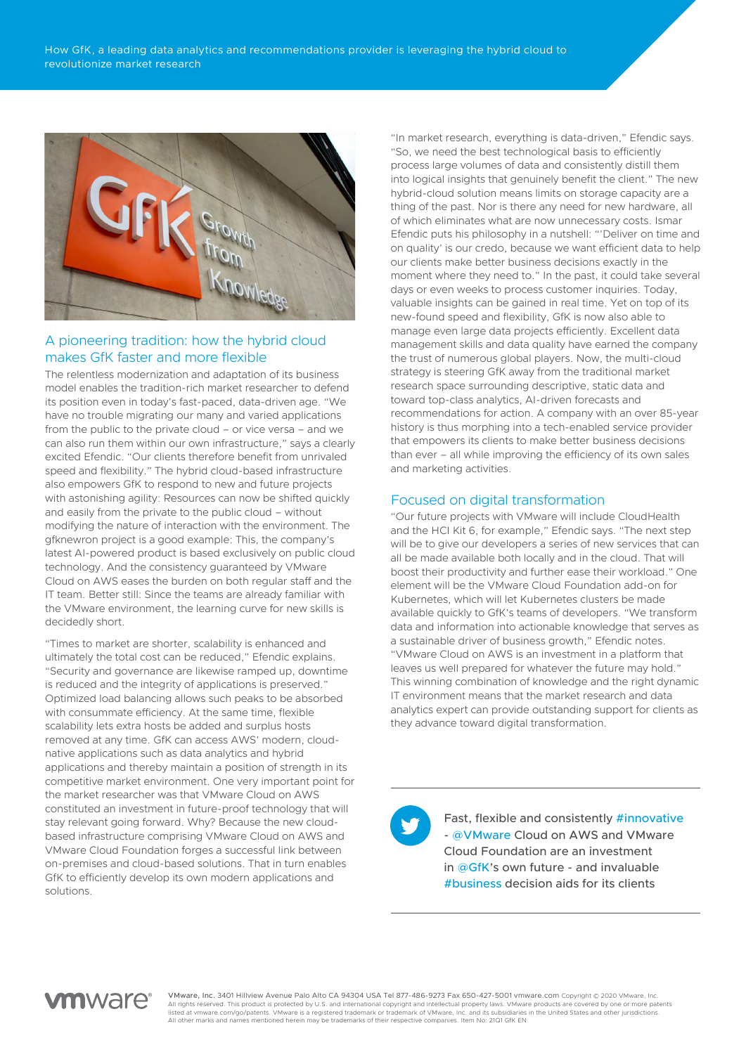How GfK, a leading data analytics and recommendations provider is leveraging the hybrid cloud to revolutionize market research

## A pioneering tradition: how the hybrid cloud makes GfK faster and more flexible

The relentless modernization and adaptation of its business model enables the tradition-rich market researcher to defend its position even in today's fast-paced, data-driven age. "We have no trouble migrating our many and varied applications from the public to the private cloud – or vice versa – and we can also run them within our own infrastructure," says a clearly excited Efendic. "Our clients therefore benefit from unrivaled speed and flexibility." The hybrid cloud-based infrastructure also empowers GfK to respond to new and future projects with astonishing agility: Resources can now be shifted quickly and easily from the private to the public cloud – without modifying the nature of interaction with the environment. The gfknewron project is a good example: This, the company's latest AI-powered product is based exclusively on public cloud technology. And the consistency guaranteed by VMware Cloud on AWS eases the burden on both regular staff and the IT team. Better still: Since the teams are already familiar with the VMware environment, the learning curve for new skills is decidedly short.

"Times to market are shorter, scalability is enhanced and ultimately the total cost can be reduced," Efendic explains. "Security and governance are likewise ramped up, downtime is reduced and the integrity of applications is preserved." Optimized load balancing allows such peaks to be absorbed with consummate efficiency. At the same time, flexible scalability lets extra hosts be added and surplus hosts removed at any time. GfK can access AWS' modern, cloud-native applications such as data analytics and hybrid applications and thereby maintain a position of strength in its competitive market environment. One very important point for the market researcher was that VMware Cloud on AWS constituted an investment in future-proof technology that will stay relevant going forward. Why? Because the new cloud-based infrastructure comprising VMware Cloud on AWS and VMware Cloud Foundation forges a successful link between on-premises and cloud-based solutions. That in turn enables GfK to efficiently develop its own modern applications and solutions.

"In market research, everything is data-driven," Efendic says. "So, we need the best technological basis to efficiently process large volumes of data and consistently distill them into logical insights that genuinely benefit the client." The new hybrid-cloud solution means limits on storage capacity are a thing of the past. Nor is there any need for new hardware, all of which eliminates what are now unnecessary costs. Ismar Efendic puts his philosophy in a nutshell: "'Deliver on time and on quality' is our credo, because we want efficient data to help our clients make better business decisions exactly in the moment where they need to." In the past, it could take several days or even weeks to process customer inquiries. Today, valuable insights can be gained in real time. Yet on top of its new-found speed and flexibility, GfK is now also able to manage even large data projects efficiently. Excellent data management skills and data quality have earned the company the trust of numerous global players. Now, the multi-cloud strategy is steering GfK away from the traditional market research space surrounding descriptive, static data and toward top-class analytics, AI-driven forecasts and recommendations for action. A company with an over 85-year history is thus morphing into a tech-enabled service provider that empowers its clients to make better business decisions than ever – all while improving the efficiency of its own sales and marketing activities.

## Focused on digital transformation

"Our future projects with VMware will include CloudHealth and the HCI Kit 6, for example," Efendic says. "The next step will be to give our developers a series of new services that can all be made available both locally and in the cloud. That will boost their productivity and further ease their workload." One element will be the VMware Cloud Foundation add-on for Kubernetes, which will let Kubernetes clusters be made available quickly to GfK's teams of developers. "We transform data and information into actionable knowledge that serves as a sustainable driver of business growth," Efendic notes. "VMware Cloud on AWS is an investment in a platform that leaves us well prepared for whatever the future may hold." This winning combination of knowledge and the right dynamic IT environment means that the market research and data analytics expert can provide outstanding support for clients as they advance toward digital transformation.

Fast, flexible and consistently #innovative - @VMware Cloud on AWS and VMware Cloud Foundation are an investment in @GfK's own future - and invaluable #business decision aids for its clients

**VMware, Inc.** 3401 Hillview Avenue Palo Alto CA 94304 USA Tel 877-486-9273 Fax 650-427-5001 vmware.com Copyright © 2020 VMware, Inc. All rights reserved. This product is protected by U.S. and international copyright and intellectual property laws. VMware products are covered by one or more patents listed at vmware.com/go/patents. VMware is a registered trademark or trademark of VMware, Inc. and its subsidiaries in the United States and other jurisdictions. All other marks and names mentioned herein may be trademarks of their respective companies. Item No: 21Q1 GfK EN